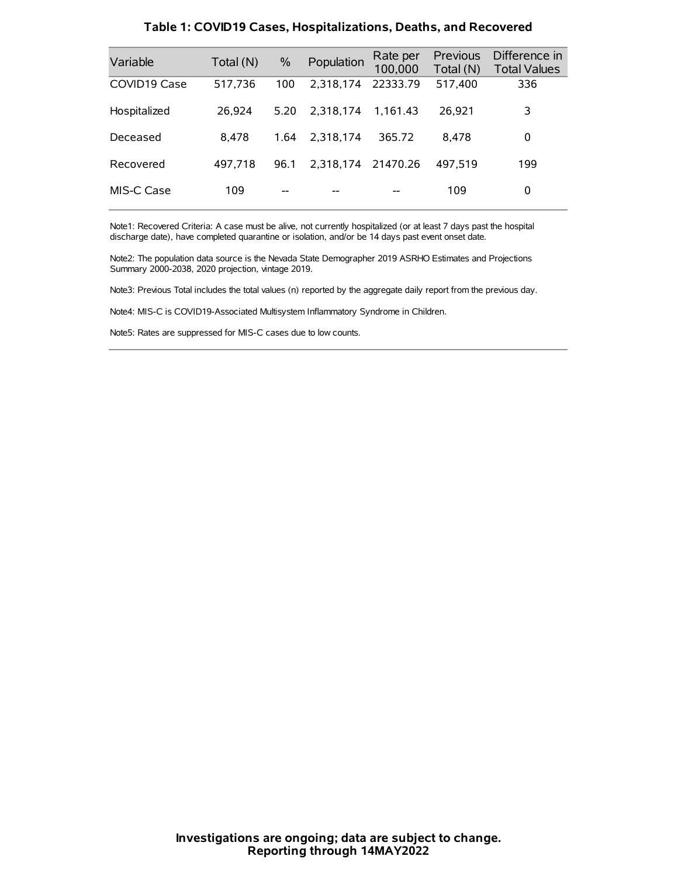## Table 1: COVID19 Cases, Hospitalizations, Deaths, and Recovered

| Variable | Total (N) | % | Population | Rate per 100,000 | Previous Total (N) | Difference in Total Values |
|---|---|---|---|---|---|---|
| COVID19 Case | 517,736 | 100 | 2,318,174 | 22333.79 | 517,400 | 336 |
| Hospitalized | 26,924 | 5.20 | 2,318,174 | 1,161.43 | 26,921 | 3 |
| Deceased | 8,478 | 1.64 | 2,318,174 | 365.72 | 8,478 | 0 |
| Recovered | 497,718 | 96.1 | 2,318,174 | 21470.26 | 497,519 | 199 |
| MIS-C Case | 109 | -- | -- | -- | 109 | 0 |

Note1: Recovered Criteria: A case must be alive, not currently hospitalized (or at least 7 days past the hospital discharge date), have completed quarantine or isolation, and/or be 14 days past event onset date.

Note2: The population data source is the Nevada State Demographer 2019 ASRHO Estimates and Projections Summary 2000-2038, 2020 projection, vintage 2019.

Note3: Previous Total includes the total values (n) reported by the aggregate daily report from the previous day.

Note4: MIS-C is COVID19-Associated Multisystem Inflammatory Syndrome in Children.

Note5: Rates are suppressed for MIS-C cases due to low counts.

**Investigations are ongoing; data are subject to change.**
**Reporting through 14MAY2022**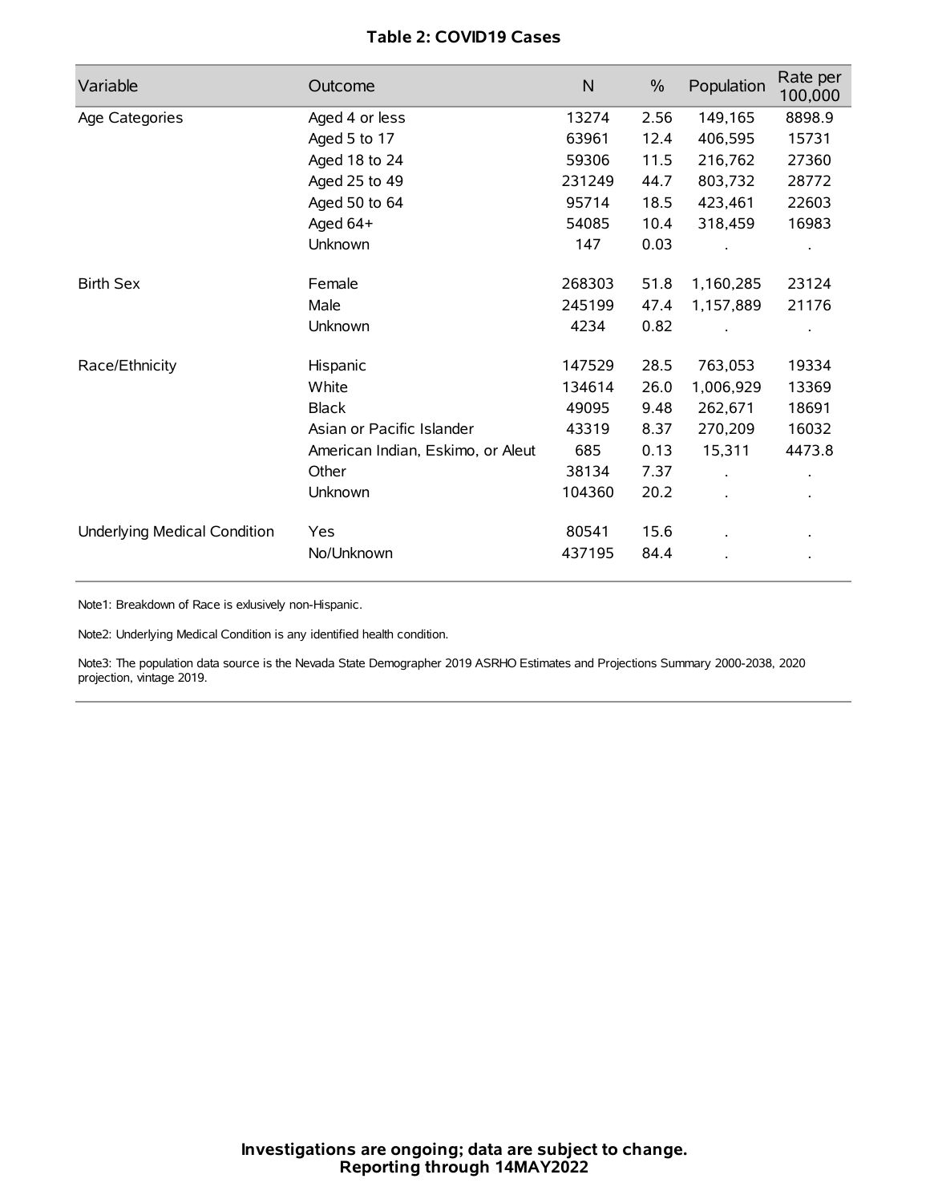**Table 2: COVID19 Cases**

| Variable | Outcome | N | % | Population | Rate per 100,000 |
|---|---|---|---|---|---|
| Age Categories | Aged 4 or less | 13274 | 2.56 | 149,165 | 8898.9 |
| | Aged 5 to 17 | 63961 | 12.4 | 406,595 | 15731 |
| | Aged 18 to 24 | 59306 | 11.5 | 216,762 | 27360 |
| | Aged 25 to 49 | 231249 | 44.7 | 803,732 | 28772 |
| | Aged 50 to 64 | 95714 | 18.5 | 423,461 | 22603 |
| | Aged 64+ | 54085 | 10.4 | 318,459 | 16983 |
| | Unknown | 147 | 0.03 | . | . |
| Birth Sex | Female | 268303 | 51.8 | 1,160,285 | 23124 |
| | Male | 245199 | 47.4 | 1,157,889 | 21176 |
| | Unknown | 4234 | 0.82 | . | . |
| Race/Ethnicity | Hispanic | 147529 | 28.5 | 763,053 | 19334 |
| | White | 134614 | 26.0 | 1,006,929 | 13369 |
| | Black | 49095 | 9.48 | 262,671 | 18691 |
| | Asian or Pacific Islander | 43319 | 8.37 | 270,209 | 16032 |
| | American Indian, Eskimo, or Aleut | 685 | 0.13 | 15,311 | 4473.8 |
| | Other | 38134 | 7.37 | . | . |
| | Unknown | 104360 | 20.2 | . | . |
| Underlying Medical Condition | Yes | 80541 | 15.6 | . | . |
| | No/Unknown | 437195 | 84.4 | . | . |

Note1: Breakdown of Race is exlusively non-Hispanic.

Note2: Underlying Medical Condition is any identified health condition.

Note3: The population data source is the Nevada State Demographer 2019 ASRHO Estimates and Projections Summary 2000-2038, 2020 projection, vintage 2019.

**Investigations are ongoing; data are subject to change.**
**Reporting through 14MAY2022**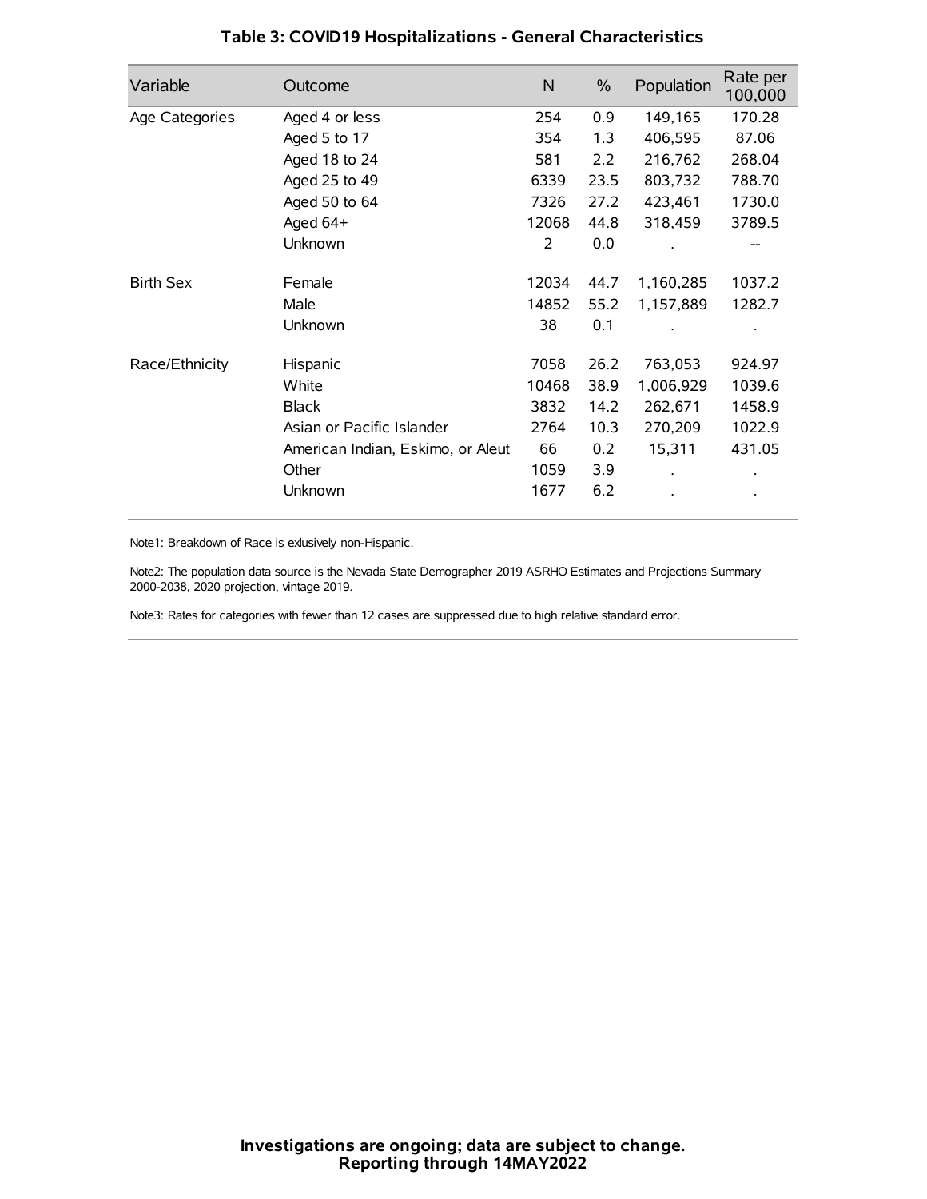# Table 3: COVID19 Hospitalizations - General Characteristics

| Variable | Outcome | N | % | Population | Rate per 100,000 |
|---|---|---|---|---|---|
| Age Categories | Aged 4 or less | 254 | 0.9 | 149,165 | 170.28 |
| | Aged 5 to 17 | 354 | 1.3 | 406,595 | 87.06 |
| | Aged 18 to 24 | 581 | 2.2 | 216,762 | 268.04 |
| | Aged 25 to 49 | 6339 | 23.5 | 803,732 | 788.70 |
| | Aged 50 to 64 | 7326 | 27.2 | 423,461 | 1730.0 |
| | Aged 64+ | 12068 | 44.8 | 318,459 | 3789.5 |
| | Unknown | 2 | 0.0 | . | -- |
| Birth Sex | Female | 12034 | 44.7 | 1,160,285 | 1037.2 |
| | Male | 14852 | 55.2 | 1,157,889 | 1282.7 |
| | Unknown | 38 | 0.1 | . | . |
| Race/Ethnicity | Hispanic | 7058 | 26.2 | 763,053 | 924.97 |
| | White | 10468 | 38.9 | 1,006,929 | 1039.6 |
| | Black | 3832 | 14.2 | 262,671 | 1458.9 |
| | Asian or Pacific Islander | 2764 | 10.3 | 270,209 | 1022.9 |
| | American Indian, Eskimo, or Aleut | 66 | 0.2 | 15,311 | 431.05 |
| | Other | 1059 | 3.9 | . | . |
| | Unknown | 1677 | 6.2 | . | . |

Note1: Breakdown of Race is exlusively non-Hispanic.

Note2: The population data source is the Nevada State Demographer 2019 ASRHO Estimates and Projections Summary 2000-2038, 2020 projection, vintage 2019.

Note3: Rates for categories with fewer than 12 cases are suppressed due to high relative standard error.

**Investigations are ongoing; data are subject to change.**
**Reporting through 14MAY2022**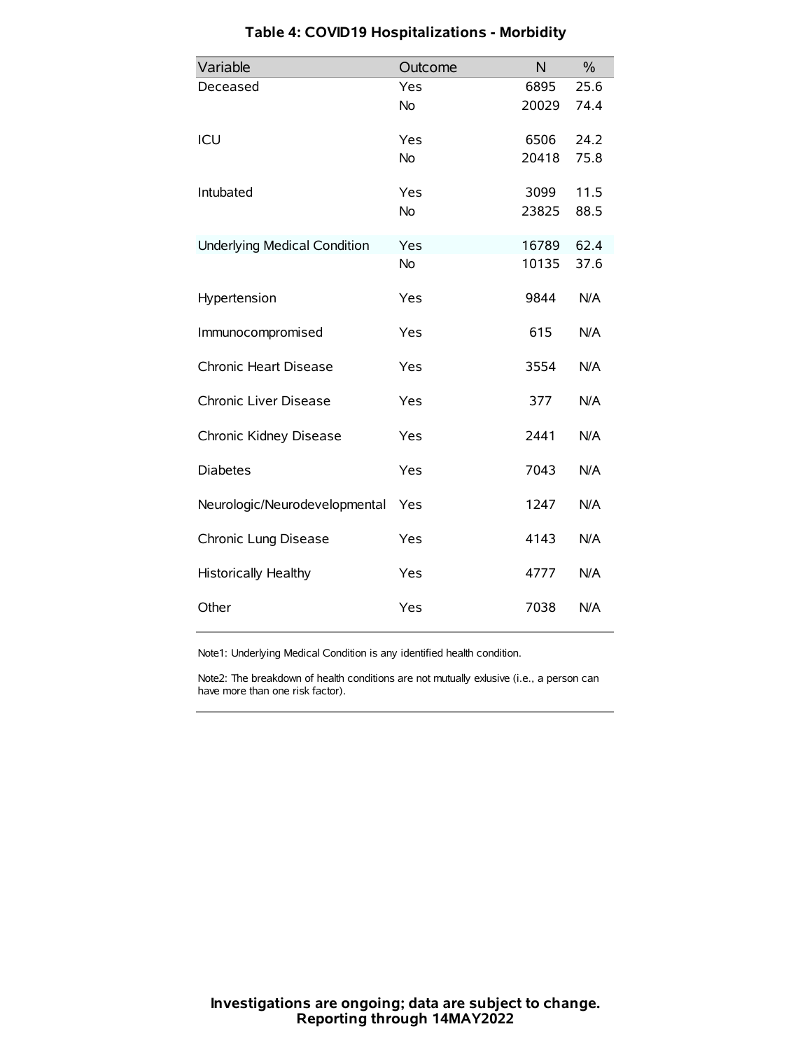# Table 4: COVID19 Hospitalizations - Morbidity

| Variable | Outcome | N | % |
|---|---|---|---|
| Deceased | Yes | 6895 | 25.6 |
| | No | 20029 | 74.4 |
| ICU | Yes | 6506 | 24.2 |
| | No | 20418 | 75.8 |
| Intubated | Yes | 3099 | 11.5 |
| | No | 23825 | 88.5 |
| Underlying Medical Condition | Yes | 16789 | 62.4 |
| | No | 10135 | 37.6 |
| Hypertension | Yes | 9844 | N/A |
| Immunocompromised | Yes | 615 | N/A |
| Chronic Heart Disease | Yes | 3554 | N/A |
| Chronic Liver Disease | Yes | 377 | N/A |
| Chronic Kidney Disease | Yes | 2441 | N/A |
| Diabetes | Yes | 7043 | N/A |
| Neurologic/Neurodevelopmental | Yes | 1247 | N/A |
| Chronic Lung Disease | Yes | 4143 | N/A |
| Historically Healthy | Yes | 4777 | N/A |
| Other | Yes | 7038 | N/A |

Note1: Underlying Medical Condition is any identified health condition.

Note2: The breakdown of health conditions are not mutually exlusive (i.e., a person can have more than one risk factor).

**Investigations are ongoing; data are subject to change.**
**Reporting through 14MAY2022**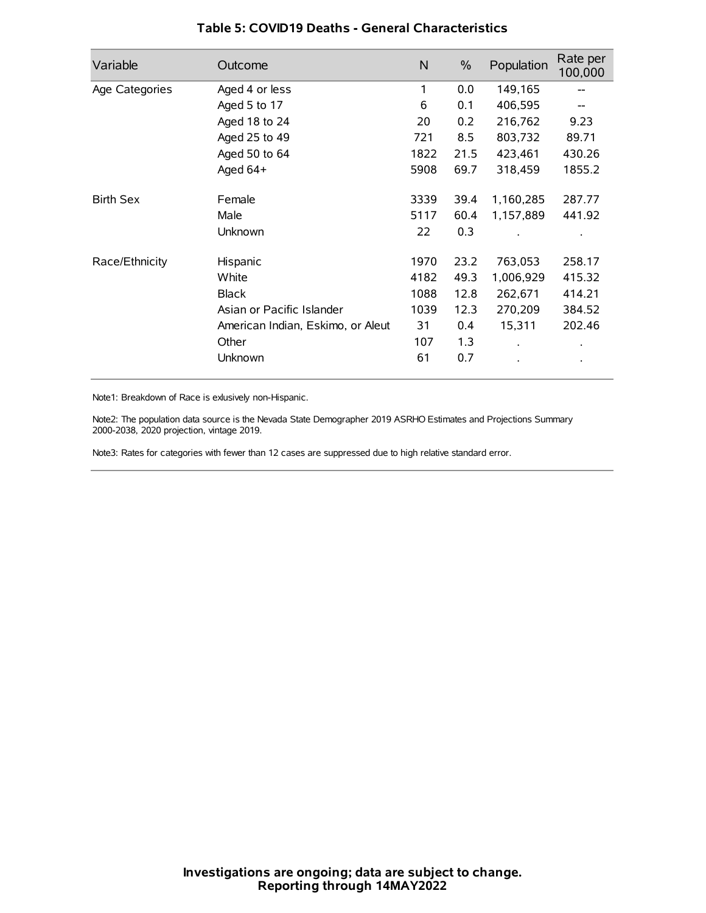**Table 5: COVID19 Deaths - General Characteristics**

| Variable | Outcome | N | % | Population | Rate per 100,000 |
|---|---|---|---|---|---|
| Age Categories | Aged 4 or less | 1 | 0.0 | 149,165 | -- |
| | Aged 5 to 17 | 6 | 0.1 | 406,595 | -- |
| | Aged 18 to 24 | 20 | 0.2 | 216,762 | 9.23 |
| | Aged 25 to 49 | 721 | 8.5 | 803,732 | 89.71 |
| | Aged 50 to 64 | 1822 | 21.5 | 423,461 | 430.26 |
| | Aged 64+ | 5908 | 69.7 | 318,459 | 1855.2 |
| Birth Sex | Female | 3339 | 39.4 | 1,160,285 | 287.77 |
| | Male | 5117 | 60.4 | 1,157,889 | 441.92 |
| | Unknown | 22 | 0.3 | . | . |
| Race/Ethnicity | Hispanic | 1970 | 23.2 | 763,053 | 258.17 |
| | White | 4182 | 49.3 | 1,006,929 | 415.32 |
| | Black | 1088 | 12.8 | 262,671 | 414.21 |
| | Asian or Pacific Islander | 1039 | 12.3 | 270,209 | 384.52 |
| | American Indian, Eskimo, or Aleut | 31 | 0.4 | 15,311 | 202.46 |
| | Other | 107 | 1.3 | . | . |
| | Unknown | 61 | 0.7 | . | . |

Note1: Breakdown of Race is exlusively non-Hispanic.

Note2: The population data source is the Nevada State Demographer 2019 ASRHO Estimates and Projections Summary 2000-2038, 2020 projection, vintage 2019.

Note3: Rates for categories with fewer than 12 cases are suppressed due to high relative standard error.

**Investigations are ongoing; data are subject to change.**
**Reporting through 14MAY2022**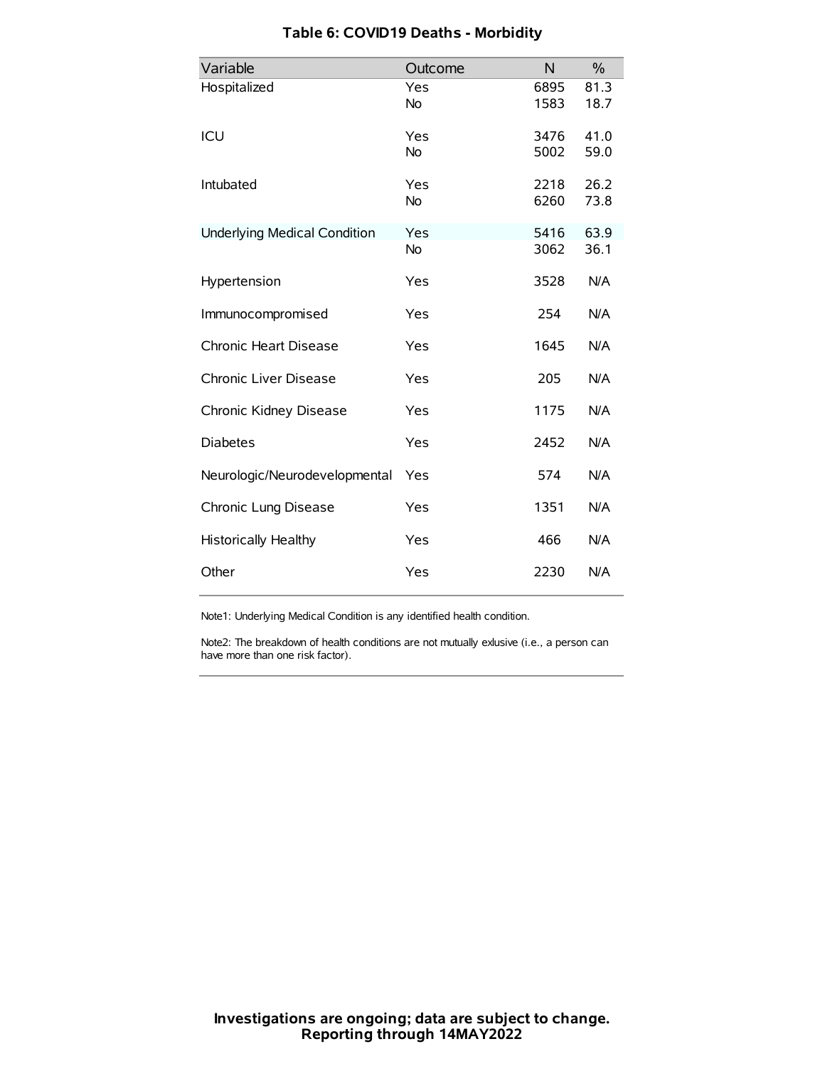## Table 6: COVID19 Deaths - Morbidity

| Variable | Outcome | N | % |
|---|---|---|---|
| Hospitalized | Yes | 6895 | 81.3 |
| | No | 1583 | 18.7 |
| ICU | Yes | 3476 | 41.0 |
| | No | 5002 | 59.0 |
| Intubated | Yes | 2218 | 26.2 |
| | No | 6260 | 73.8 |
| Underlying Medical Condition | Yes | 5416 | 63.9 |
| | No | 3062 | 36.1 |
| Hypertension | Yes | 3528 | N/A |
| Immunocompromised | Yes | 254 | N/A |
| Chronic Heart Disease | Yes | 1645 | N/A |
| Chronic Liver Disease | Yes | 205 | N/A |
| Chronic Kidney Disease | Yes | 1175 | N/A |
| Diabetes | Yes | 2452 | N/A |
| Neurologic/Neurodevelopmental | Yes | 574 | N/A |
| Chronic Lung Disease | Yes | 1351 | N/A |
| Historically Healthy | Yes | 466 | N/A |
| Other | Yes | 2230 | N/A |

Note1: Underlying Medical Condition is any identified health condition.

Note2: The breakdown of health conditions are not mutually exlusive (i.e., a person can have more than one risk factor).

**Investigations are ongoing; data are subject to change.**
**Reporting through 14MAY2022**